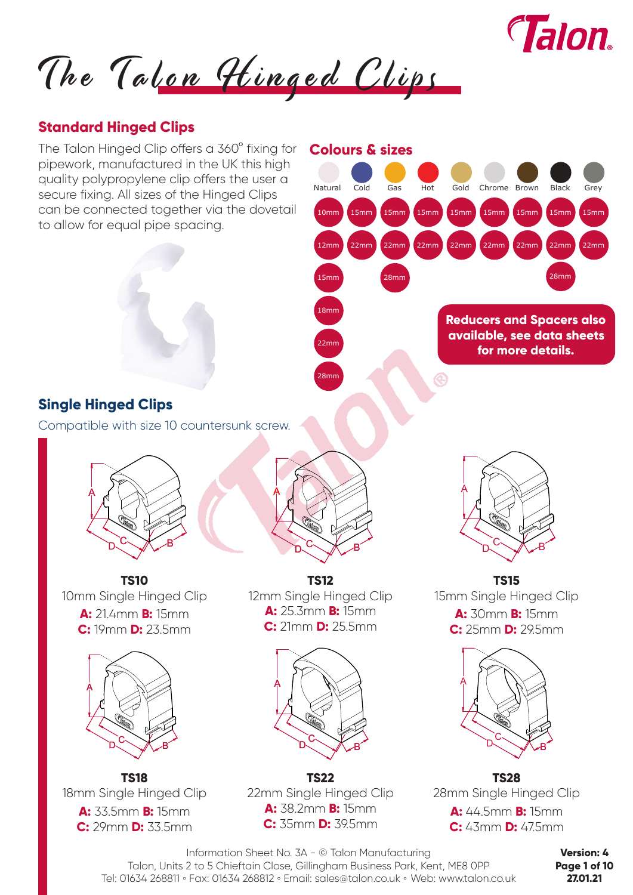# The Talon Hinged Clips

## Standard Hinged Clips

The Talon Hinged Clip offers a 360° fixing for pipework, manufactured in the UK this high quality polypropylene clip offers the user a secure fixing. All sizes of the Hinged Clips can be connected together via the dovetail to allow for equal pipe spacing.

### Colours & sizes

| Natural | Cold | Gas | Hot | Gold | Chrome | Brown | Black | Grey |
|---|---|---|---|---|---|---|---|---|
| 10mm | 15mm | 15mm | 15mm | 15mm | 15mm | 15mm | 15mm | 15mm |
| 12mm | 22mm | 22mm | 22mm | 22mm | 22mm | 22mm | 22mm | 22mm |
| 15mm | | 28mm | | | | | 28mm | |
| 18mm | | | | | | | | |
| 22mm | | | | | | | | |
| 28mm | | | | | | | | |

**Reducers and Spacers also available, see data sheets for more details.**

## Single Hinged Clips

Compatible with size 10 countersunk screw.

**TS10**
10mm Single Hinged Clip
**A:** 21.4mm **B:** 15mm
**C:** 19mm **D:** 23.5mm

**TS12**
12mm Single Hinged Clip
**A:** 25.3mm **B:** 15mm
**C:** 21mm **D:** 25.5mm

**TS15**
15mm Single Hinged Clip
**A:** 30mm **B:** 15mm
**C:** 25mm **D:** 29.5mm

**TS18**
18mm Single Hinged Clip
**A:** 33.5mm **B:** 15mm
**C:** 29mm **D:** 33.5mm

**TS22**
22mm Single Hinged Clip
**A:** 38.2mm **B:** 15mm
**C:** 35mm **D:** 39.5mm

**TS28**
28mm Single Hinged Clip
**A:** 44.5mm **B:** 15mm
**C:** 43mm **D:** 47.5mm

Information Sheet No. 3A - © Talon Manufacturing
Talon, Units 2 to 5 Chieftain Close, Gillingham Business Park, Kent, ME8 0PP
Tel: 01634 268811 ◦ Fax: 01634 268812 ◦ Email: sales@talon.co.uk ◦ Web: www.talon.co.uk

**Version: 4**
**27.01.21**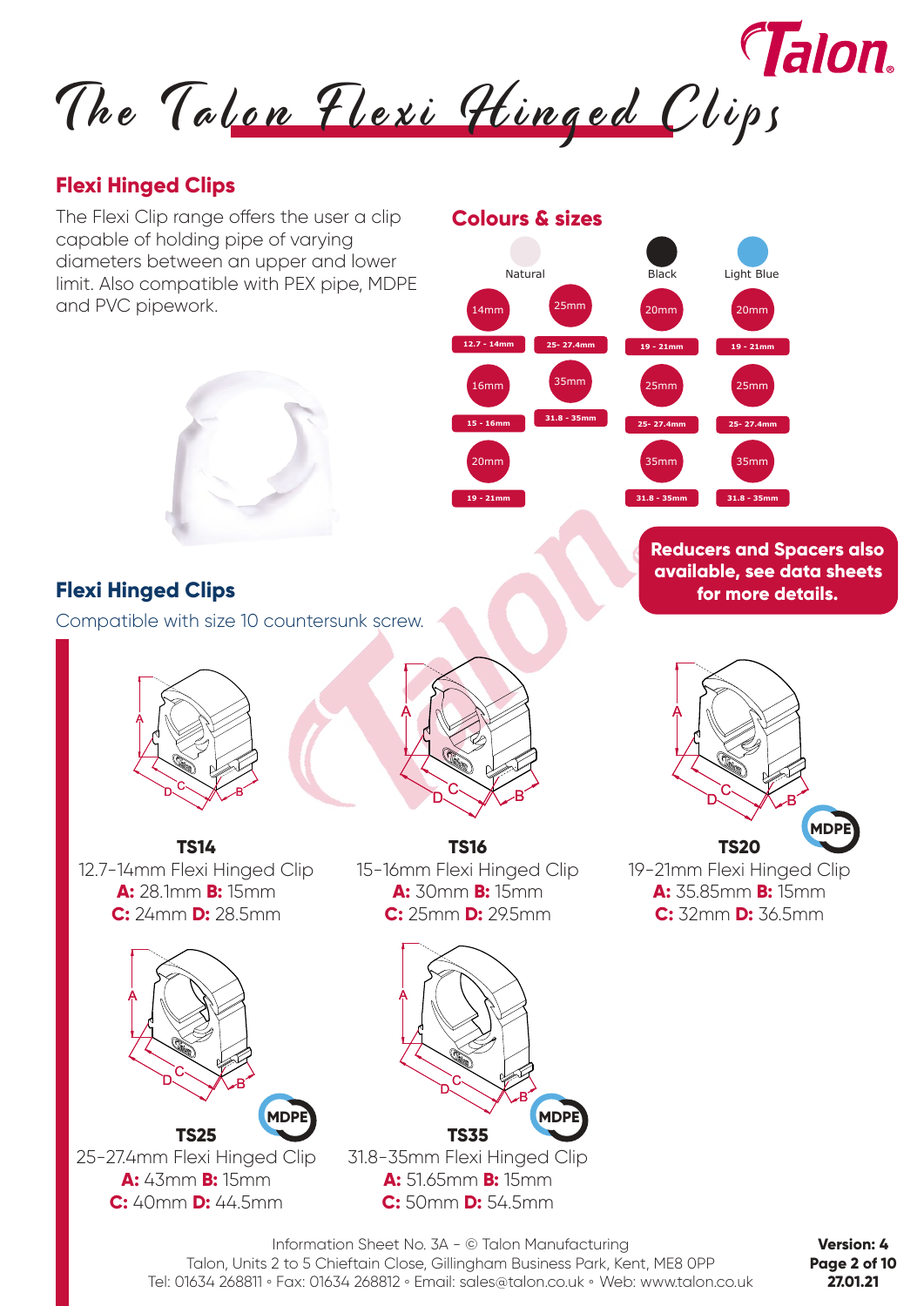# The Talon Flexi Hinged Clips

## Flexi Hinged Clips

The Flexi Clip range offers the user a clip capable of holding pipe of varying diameters between an upper and lower limit. Also compatible with PEX pipe, MDPE and PVC pipework.

## Colours & sizes

| Natural | | Black | Light Blue |
|---|---|---|---|
| 14mm (12.7 - 14mm) | 25mm (25- 27.4mm) | 20mm (19 - 21mm) | 20mm (19 - 21mm) |
| 16mm (15 - 16mm) | 35mm (31.8 - 35mm) | 25mm (25- 27.4mm) | 25mm (25- 27.4mm) |
| 20mm (19 - 21mm) | | 35mm (31.8 - 35mm) | 35mm (31.8 - 35mm) |

**Reducers and Spacers also available, see data sheets for more details.**

## Flexi Hinged Clips

Compatible with size 10 countersunk screw.

**TS14**
12.7-14mm Flexi Hinged Clip
**A:** 28.1mm **B:** 15mm
**C:** 24mm **D:** 28.5mm

**TS16**
15-16mm Flexi Hinged Clip
**A:** 30mm **B:** 15mm
**C:** 25mm **D:** 29.5mm

**TS20** (MDPE)
19-21mm Flexi Hinged Clip
**A:** 35.85mm **B:** 15mm
**C:** 32mm **D:** 36.5mm

**TS25** (MDPE)
25-27.4mm Flexi Hinged Clip
**A:** 43mm **B:** 15mm
**C:** 40mm **D:** 44.5mm

**TS35** (MDPE)
31.8-35mm Flexi Hinged Clip
**A:** 51.65mm **B:** 15mm
**C:** 50mm **D:** 54.5mm

Information Sheet No. 3A - © Talon Manufacturing
Talon, Units 2 to 5 Chieftain Close, Gillingham Business Park, Kent, ME8 0PP
Tel: 01634 268811 ◦ Fax: 01634 268812 ◦ Email: sales@talon.co.uk ◦ Web: www.talon.co.uk

**Version: 4**
**27.01.21**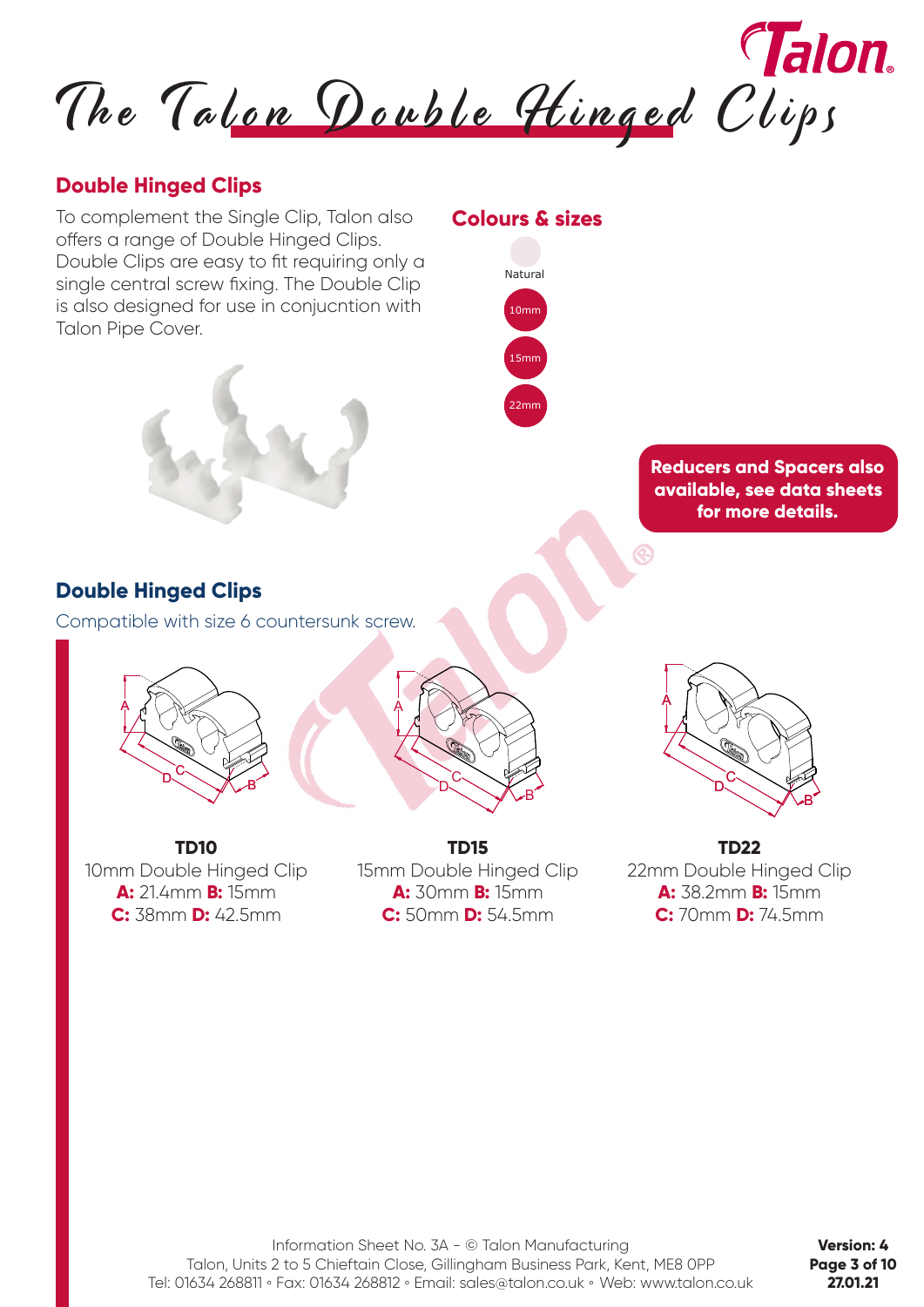# The Talon Double Hinged Clips

## Double Hinged Clips

To complement the Single Clip, Talon also offers a range of Double Hinged Clips. Double Clips are easy to fit requiring only a single central screw fixing. The Double Clip is also designed for use in conjucntion with Talon Pipe Cover.

### Colours & sizes

Natural

- 10mm
- 15mm
- 22mm

**Reducers and Spacers also available, see data sheets for more details.**

## Double Hinged Clips

Compatible with size 6 countersunk screw.

**TD10**
10mm Double Hinged Clip
**A:** 21.4mm **B:** 15mm
**C:** 38mm **D:** 42.5mm

**TD15**
15mm Double Hinged Clip
**A:** 30mm **B:** 15mm
**C:** 50mm **D:** 54.5mm

**TD22**
22mm Double Hinged Clip
**A:** 38.2mm **B:** 15mm
**C:** 70mm **D:** 74.5mm

Information Sheet No. 3A - © Talon Manufacturing
Talon, Units 2 to 5 Chieftain Close, Gillingham Business Park, Kent, ME8 0PP
Tel: 01634 268811 ◦ Fax: 01634 268812 ◦ Email: sales@talon.co.uk ◦ Web: www.talon.co.uk

**Version: 4**
**27.01.21**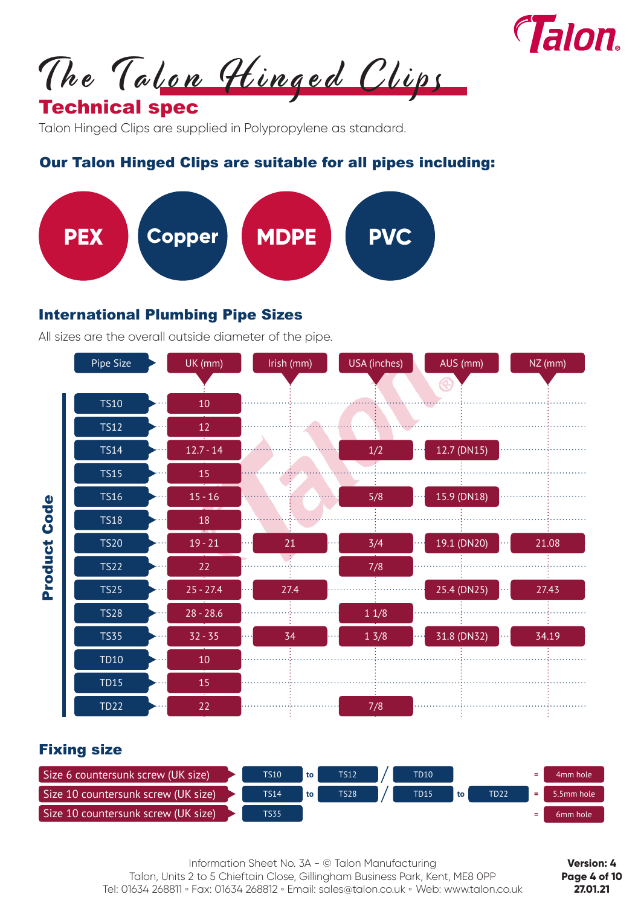# The Talon Hinged Clips

## Technical spec

Talon Hinged Clips are supplied in Polypropylene as standard.

### Our Talon Hinged Clips are suitable for all pipes including:

**PEX** | **Copper** | **MDPE** | **PVC**

### International Plumbing Pipe Sizes

All sizes are the overall outside diameter of the pipe.

| Pipe Size (Product Code) | UK (mm) | Irish (mm) | USA (inches) | AUS (mm) | NZ (mm) |
|---|---|---|---|---|---|
| TS10 | 10 | | | | |
| TS12 | 12 | | | | |
| TS14 | 12.7 - 14 | | 1/2 | 12.7 (DN15) | |
| TS15 | 15 | | | | |
| TS16 | 15 - 16 | | 5/8 | 15.9 (DN18) | |
| TS18 | 18 | | | | |
| TS20 | 19 - 21 | 21 | 3/4 | 19.1 (DN20) | 21.08 |
| TS22 | 22 | | 7/8 | | |
| TS25 | 25 - 27.4 | 27.4 | | 25.4 (DN25) | 27.43 |
| TS28 | 28 - 28.6 | | 1 1/8 | | |
| TS35 | 32 - 35 | 34 | 1 3/8 | 31.8 (DN32) | 34.19 |
| TD10 | 10 | | | | |
| TD15 | 15 | | | | |
| TD22 | 22 | | 7/8 | | |

### Fixing size

| Screw | Product Codes | Hole |
|---|---|---|
| Size 6 countersunk screw (UK size) | TS10 to TS12 / TD10 | = 4mm hole |
| Size 10 countersunk screw (UK size) | TS14 to TS28 / TD15 to TD22 | = 5.5mm hole |
| Size 10 countersunk screw (UK size) | TS35 | = 6mm hole |

Information Sheet No. 3A - © Talon Manufacturing
Talon, Units 2 to 5 Chieftain Close, Gillingham Business Park, Kent, ME8 0PP
Tel: 01634 268811 ◦ Fax: 01634 268812 ◦ Email: sales@talon.co.uk ◦ Web: www.talon.co.uk

**Version: 4**
**27.01.21**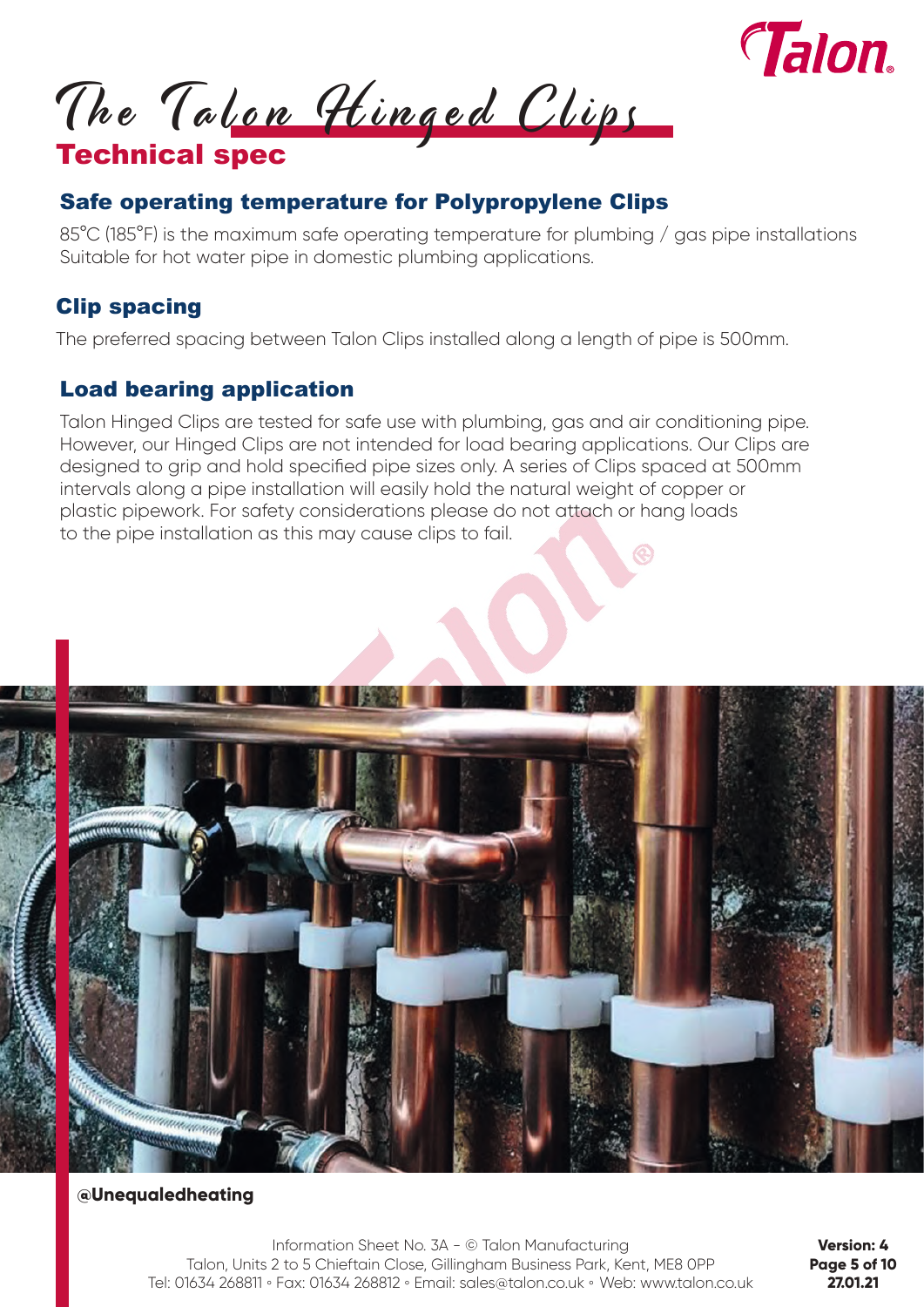# The Talon Hinged Clips

## Technical spec

### Safe operating temperature for Polypropylene Clips

85°C (185°F) is the maximum safe operating temperature for plumbing / gas pipe installations
Suitable for hot water pipe in domestic plumbing applications.

### Clip spacing

The preferred spacing between Talon Clips installed along a length of pipe is 500mm.

### Load bearing application

Talon Hinged Clips are tested for safe use with plumbing, gas and air conditioning pipe. However, our Hinged Clips are not intended for load bearing applications. Our Clips are designed to grip and hold specified pipe sizes only. A series of Clips spaced at 500mm intervals along a pipe installation will easily hold the natural weight of copper or plastic pipework. For safety considerations please do not attach or hang loads to the pipe installation as this may cause clips to fail.

**@Unequaledheating**

Information Sheet No. 3A - © Talon Manufacturing
Talon, Units 2 to 5 Chieftain Close, Gillingham Business Park, Kent, ME8 0PP
Tel: 01634 268811 ◦ Fax: 01634 268812 ◦ Email: sales@talon.co.uk ◦ Web: www.talon.co.uk

**Version: 4**
**27.01.21**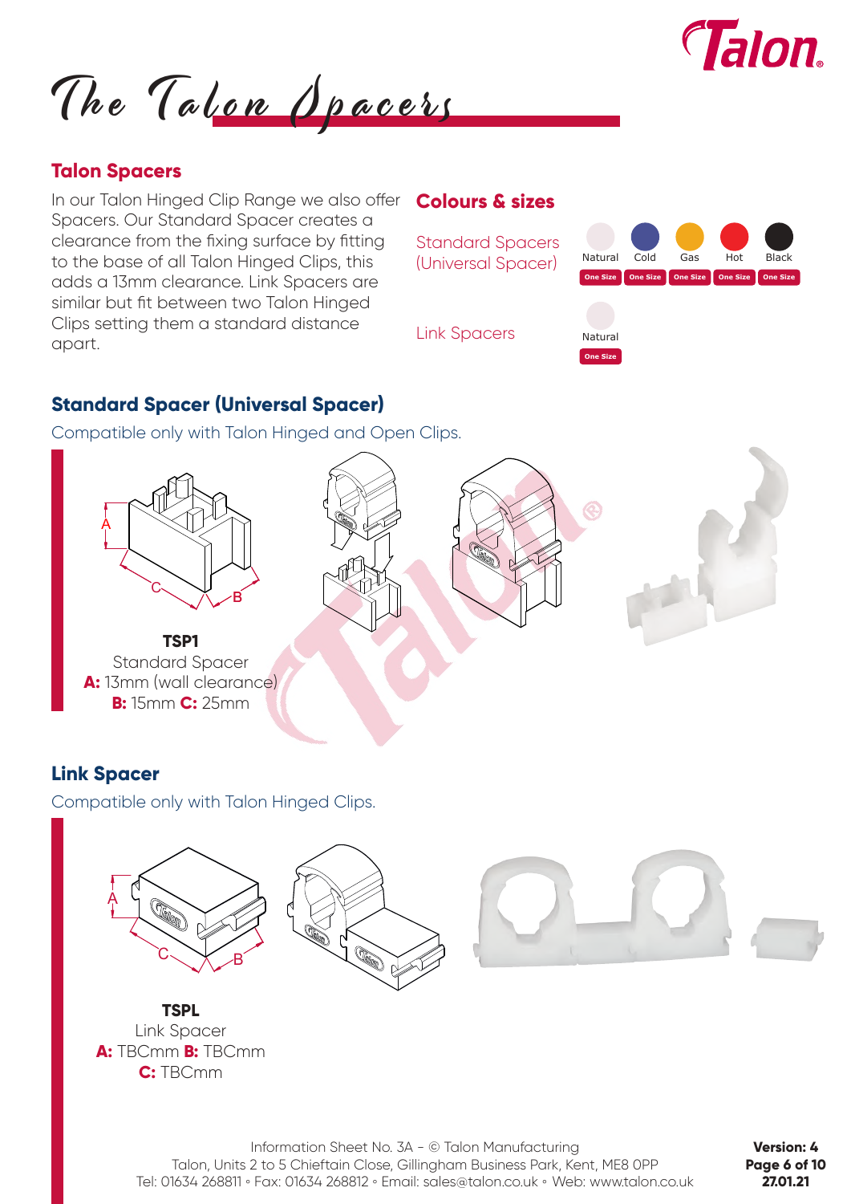# The Talon Spacers

## Talon Spacers

In our Talon Hinged Clip Range we also offer Spacers. Our Standard Spacer creates a clearance from the fixing surface by fitting to the base of all Talon Hinged Clips, this adds a 13mm clearance. Link Spacers are similar but fit between two Talon Hinged Clips setting them a standard distance apart.

## Colours & sizes

| | Natural | Cold | Gas | Hot | Black |
|---|---|---|---|---|---|
| Standard Spacers (Universal Spacer) | One Size | One Size | One Size | One Size | One Size |
| Link Spacers | One Size | | | | |

## Standard Spacer (Universal Spacer)

Compatible only with Talon Hinged and Open Clips.

**TSP1**
Standard Spacer
**A:** 13mm (wall clearance)
**B:** 15mm **C:** 25mm

## Link Spacer

Compatible only with Talon Hinged Clips.

**TSPL**
Link Spacer
**A:** TBCmm **B:** TBCmm
**C:** TBCmm

Information Sheet No. 3A - © Talon Manufacturing
Talon, Units 2 to 5 Chieftain Close, Gillingham Business Park, Kent, ME8 0PP
Tel: 01634 268811 ◦ Fax: 01634 268812 ◦ Email: sales@talon.co.uk ◦ Web: www.talon.co.uk

**Version: 4**
**27.01.21**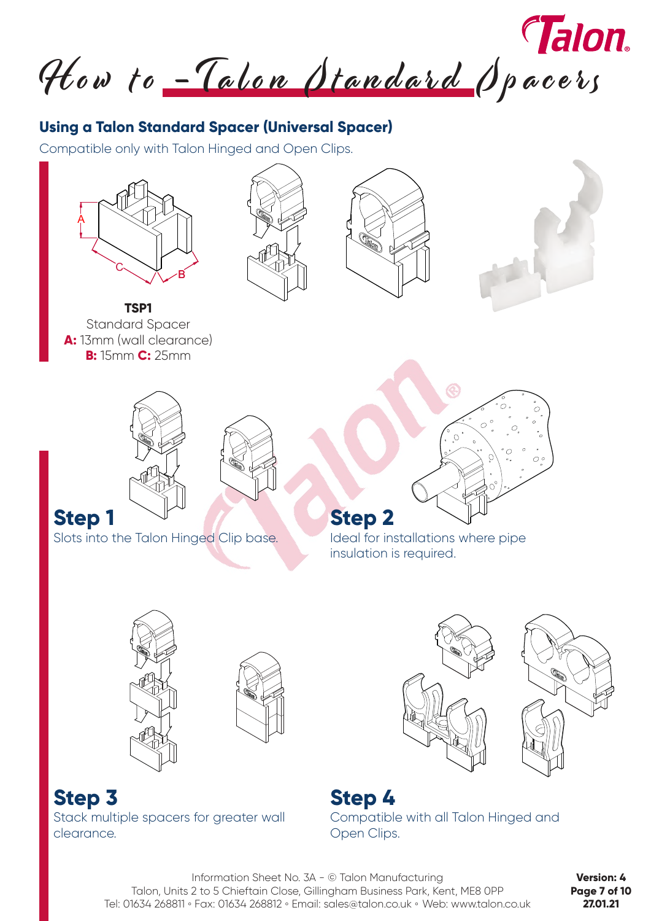# How to – Talon Standard Spacers

## Using a Talon Standard Spacer (Universal Spacer)

Compatible only with Talon Hinged and Open Clips.

**TSP1**
Standard Spacer
**A:** 13mm (wall clearance)
**B:** 15mm **C:** 25mm

## Step 1

Slots into the Talon Hinged Clip base.

## Step 2

Ideal for installations where pipe insulation is required.

## Step 3

Stack multiple spacers for greater wall clearance.

## Step 4

Compatible with all Talon Hinged and Open Clips.

Information Sheet No. 3A - © Talon Manufacturing
Talon, Units 2 to 5 Chieftain Close, Gillingham Business Park, Kent, ME8 0PP
Tel: 01634 268811 ◦ Fax: 01634 268812 ◦ Email: sales@talon.co.uk ◦ Web: www.talon.co.uk

**Version: 4**
**27.01.21**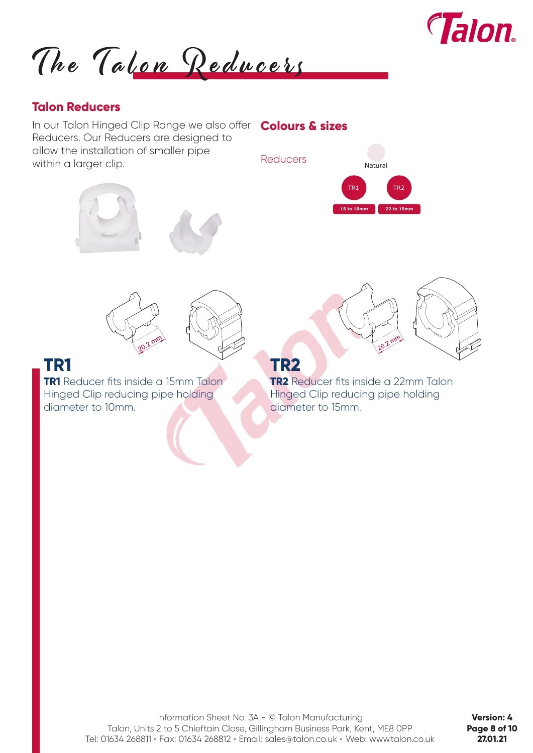# The Talon Reducers

## Talon Reducers

In our Talon Hinged Clip Range we also offer Reducers. Our Reducers are designed to allow the installation of smaller pipe within a larger clip.

## Colours & sizes

Reducers

Natural

| TR1 | TR2 |
| --- | --- |
| 15 to 10mm | 22 to 15mm |

20.2 mm

20.2 mm

## TR1

**TR1** Reducer fits inside a 15mm Talon Hinged Clip reducing pipe holding diameter to 10mm.

## TR2

**TR2** Reducer fits inside a 22mm Talon Hinged Clip reducing pipe holding diameter to 15mm.

Information Sheet No. 3A - © Talon Manufacturing
Talon, Units 2 to 5 Chieftain Close, Gillingham Business Park, Kent, ME8 0PP
Tel: 01634 268811 ◦ Fax: 01634 268812 ◦ Email: sales@talon.co.uk ◦ Web: www.talon.co.uk

**Version: 4**
**27.01.21**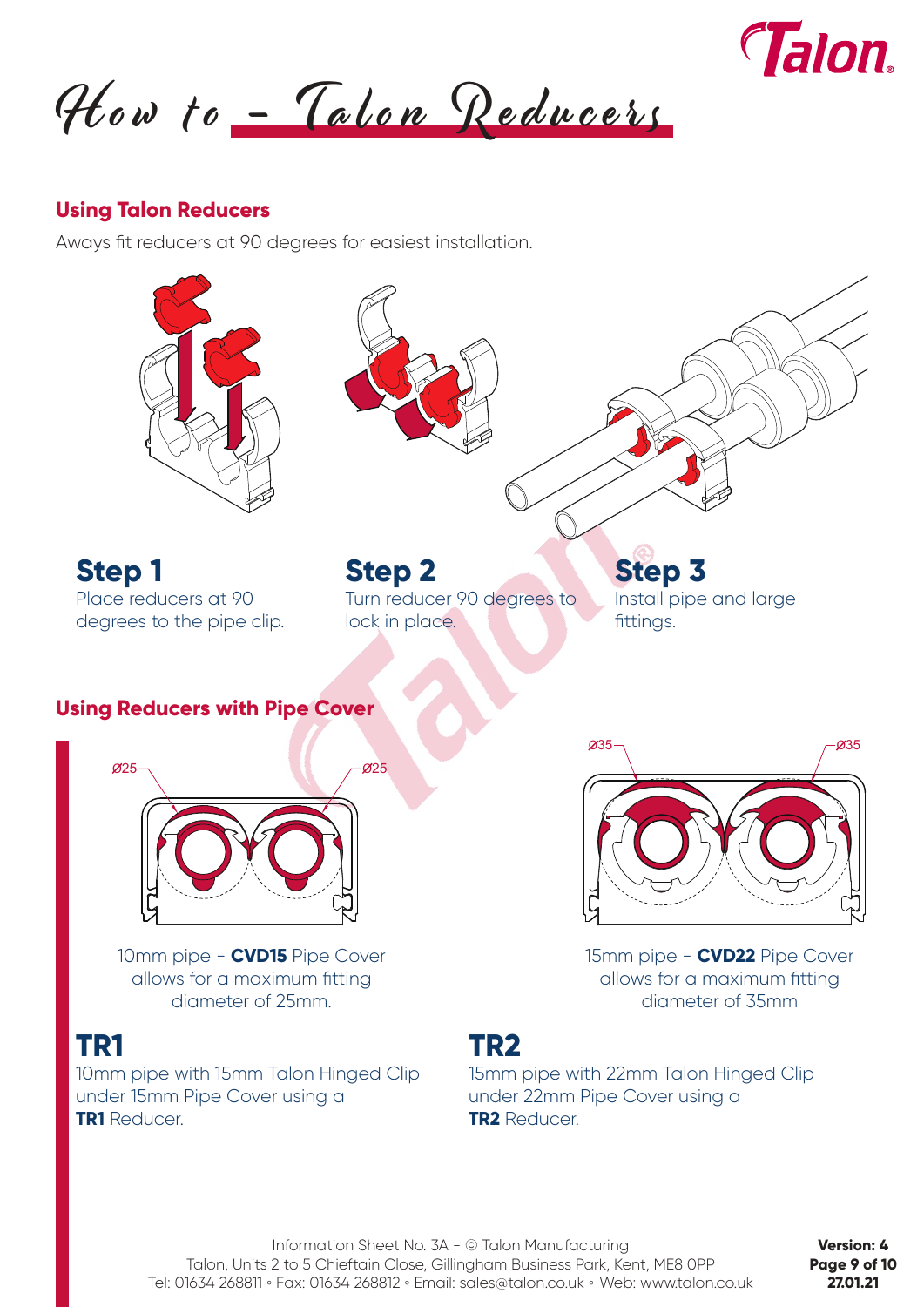# How to – Talon Reducers

## Using Talon Reducers

Aways fit reducers at 90 degrees for easiest installation.

### Step 1
Place reducers at 90 degrees to the pipe clip.

### Step 2
Turn reducer 90 degrees to lock in place.

### Step 3
Install pipe and large fittings.

## Using Reducers with Pipe Cover

Ø25 Ø25

10mm pipe - **CVD15** Pipe Cover allows for a maximum fitting diameter of 25mm.

Ø35 Ø35

15mm pipe - **CVD22** Pipe Cover allows for a maximum fitting diameter of 35mm

### TR1
10mm pipe with 15mm Talon Hinged Clip under 15mm Pipe Cover using a **TR1** Reducer.

### TR2
15mm pipe with 22mm Talon Hinged Clip under 22mm Pipe Cover using a **TR2** Reducer.

Information Sheet No. 3A - © Talon Manufacturing
Talon, Units 2 to 5 Chieftain Close, Gillingham Business Park, Kent, ME8 0PP
Tel: 01634 268811 ◦ Fax: 01634 268812 ◦ Email: sales@talon.co.uk ◦ Web: www.talon.co.uk

**Version: 4**
**27.01.21**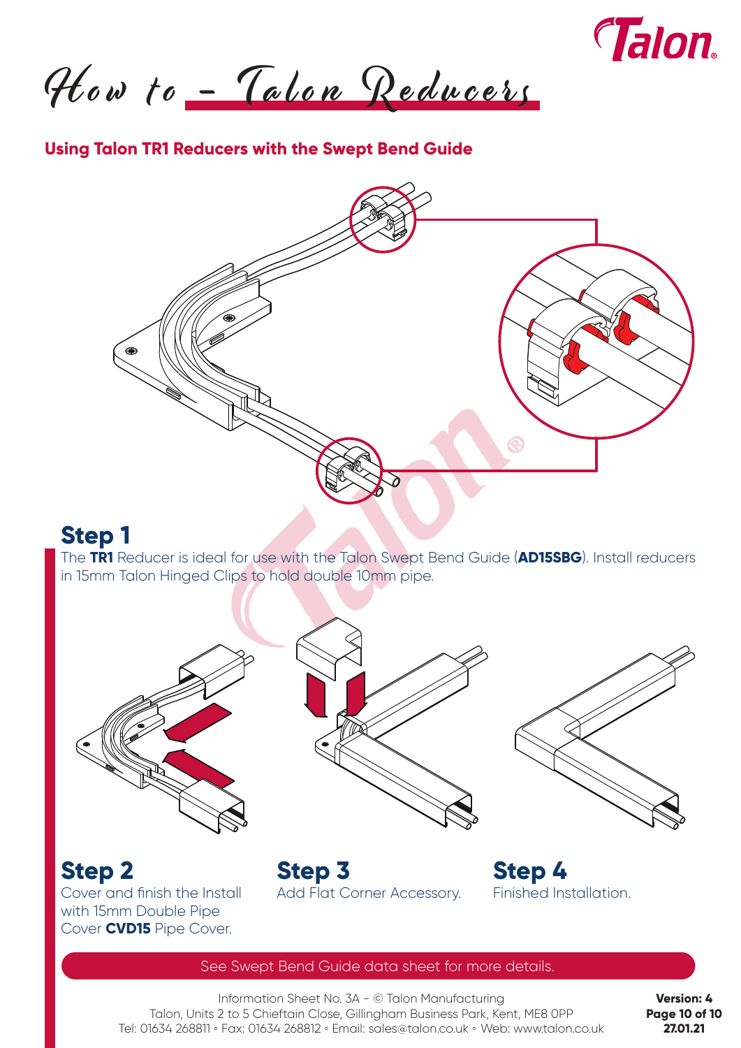# How to – Talon Reducers

## Using Talon TR1 Reducers with the Swept Bend Guide

## Step 1

The **TR1** Reducer is ideal for use with the Talon Swept Bend Guide (**AD15SBG**). Install reducers in 15mm Talon Hinged Clips to hold double 10mm pipe.

## Step 2

Cover and finish the Install with 15mm Double Pipe Cover **CVD15** Pipe Cover.

## Step 3

Add Flat Corner Accessory.

## Step 4

Finished Installation.

See Swept Bend Guide data sheet for more details.

Information Sheet No. 3A - © Talon Manufacturing
Talon, Units 2 to 5 Chieftain Close, Gillingham Business Park, Kent, ME8 0PP
Tel: 01634 268811 ◦ Fax: 01634 268812 ◦ Email: sales@talon.co.uk ◦ Web: www.talon.co.uk

**Version: 4**
**27.01.21**